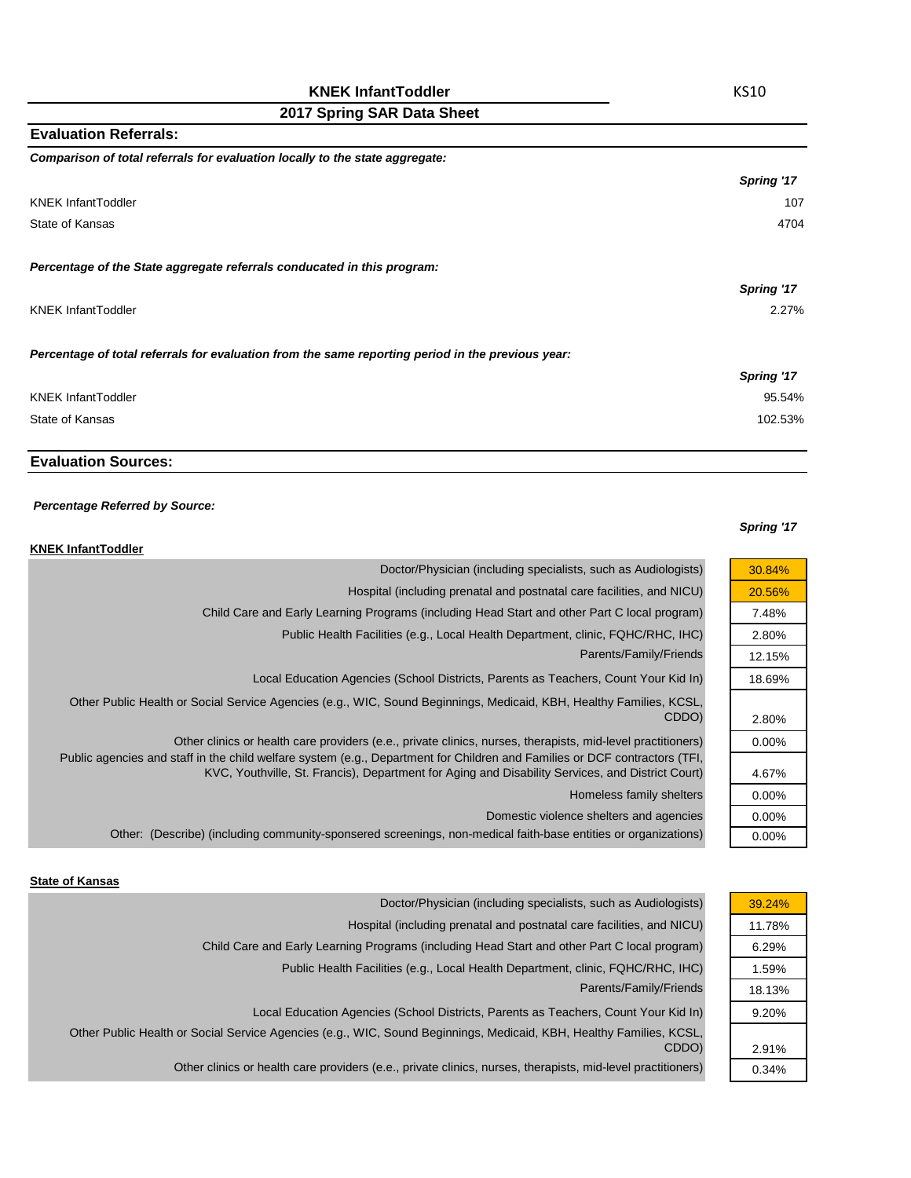# KNEK InfantToddler

KS10

## 2017 Spring SAR Data Sheet

### Evaluation Referrals:

***Comparison of total referrals for evaluation locally to the state aggregate:***

| | *Spring '17* |
|---|---|
| KNEK InfantToddler | 107 |
| State of Kansas | 4704 |

***Percentage of the State aggregate referrals conducated in this program:***

| | *Spring '17* |
|---|---|
| KNEK InfantToddler | 2.27% |

***Percentage of total referrals for evaluation from the same reporting period in the previous year:***

| | *Spring '17* |
|---|---|
| KNEK InfantToddler | 95.54% |
| State of Kansas | 102.53% |

### Evaluation Sources:

***Percentage Referred by Source:***

**KNEK InfantToddler**

| | *Spring '17* |
|---|---|
| Doctor/Physician (including specialists, such as Audiologists) | 30.84% |
| Hospital (including prenatal and postnatal care facilities, and NICU) | 20.56% |
| Child Care and Early Learning Programs (including Head Start and other Part C local program) | 7.48% |
| Public Health Facilities (e.g., Local Health Department, clinic, FQHC/RHC, IHC) | 2.80% |
| Parents/Family/Friends | 12.15% |
| Local Education Agencies (School Districts, Parents as Teachers, Count Your Kid In) | 18.69% |
| Other Public Health or Social Service Agencies (e.g., WIC, Sound Beginnings, Medicaid, KBH, Healthy Families, KCSL, CDDO) | 2.80% |
| Other clinics or health care providers (e.g., private clinics, nurses, therapists, mid-level practitioners) | 0.00% |
| Public agencies and staff in the child welfare system (e.g., Department for Children and Families or DCF contractors (TFI, KVC, Youthville, St. Francis), Department for Aging and Disability Services, and District Court) | 4.67% |
| Homeless family shelters | 0.00% |
| Domestic violence shelters and agencies | 0.00% |
| Other: (Describe) (including community-sponsered screenings, non-medical faith-base entities or organizations) | 0.00% |

**State of Kansas**

| | *Spring '17* |
|---|---|
| Doctor/Physician (including specialists, such as Audiologists) | 39.24% |
| Hospital (including prenatal and postnatal care facilities, and NICU) | 11.78% |
| Child Care and Early Learning Programs (including Head Start and other Part C local program) | 6.29% |
| Public Health Facilities (e.g., Local Health Department, clinic, FQHC/RHC, IHC) | 1.59% |
| Parents/Family/Friends | 18.13% |
| Local Education Agencies (School Districts, Parents as Teachers, Count Your Kid In) | 9.20% |
| Other Public Health or Social Service Agencies (e.g., WIC, Sound Beginnings, Medicaid, KBH, Healthy Families, KCSL, CDDO) | 2.91% |
| Other clinics or health care providers (e.g., private clinics, nurses, therapists, mid-level practitioners) | 0.34% |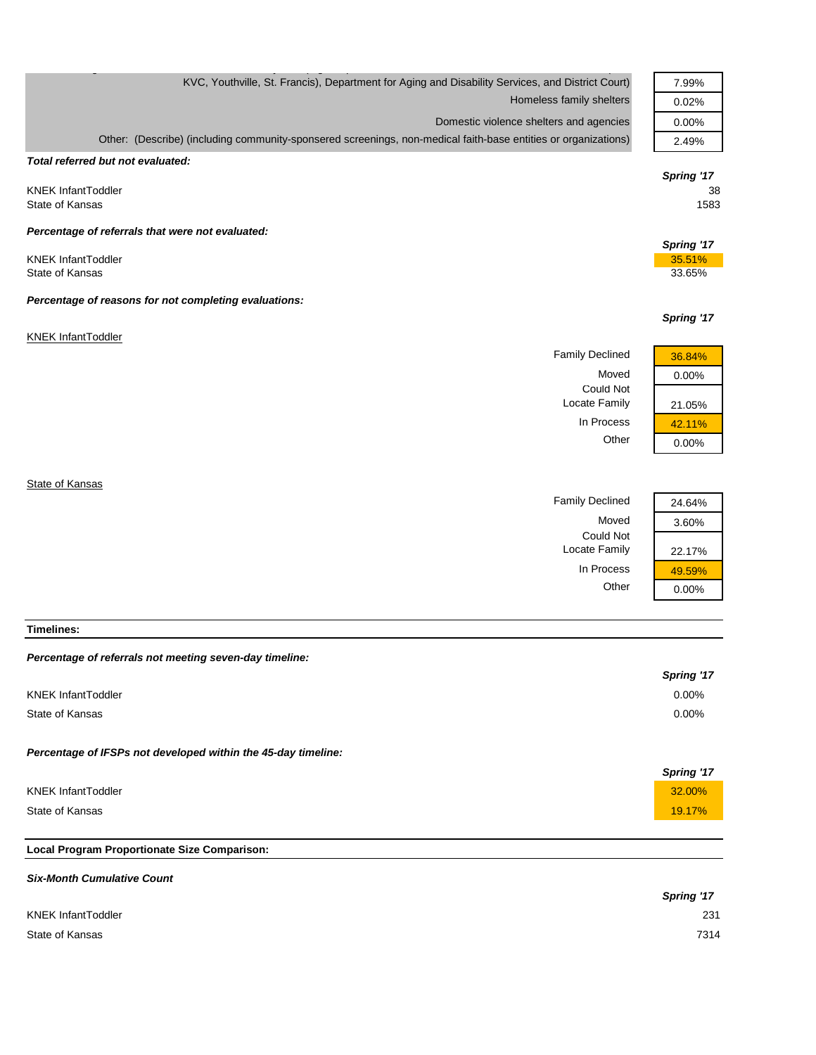| | |
|---|---|
| KVC, Youthville, St. Francis), Department for Aging and Disability Services, and District Court) | 7.99% |
| Homeless family shelters | 0.02% |
| Domestic violence shelters and agencies | 0.00% |
| Other: (Describe) (including community-sponsered screenings, non-medical faith-base entities or organizations) | 2.49% |

***Total referred but not evaluated:***

| | Spring '17 |
|---|---|
| KNEK InfantToddler | 38 |
| State of Kansas | 1583 |

***Percentage of referrals that were not evaluated:***

| | Spring '17 |
|---|---|
| KNEK InfantToddler | 35.51% |
| State of Kansas | 33.65% |

***Percentage of reasons for not completing evaluations:***

KNEK InfantToddler

| | Spring '17 |
|---|---|
| Family Declined | 36.84% |
| Moved | 0.00% |
| Could Not Locate Family | 21.05% |
| In Process | 42.11% |
| Other | 0.00% |

State of Kansas

| | Spring '17 |
|---|---|
| Family Declined | 24.64% |
| Moved | 3.60% |
| Could Not Locate Family | 22.17% |
| In Process | 49.59% |
| Other | 0.00% |

**Timelines:**

***Percentage of referrals not meeting seven-day timeline:***

| | Spring '17 |
|---|---|
| KNEK InfantToddler | 0.00% |
| State of Kansas | 0.00% |

***Percentage of IFSPs not developed within the 45-day timeline:***

| | Spring '17 |
|---|---|
| KNEK InfantToddler | 32.00% |
| State of Kansas | 19.17% |

**Local Program Proportionate Size Comparison:**

***Six-Month Cumulative Count***

| | Spring '17 |
|---|---|
| KNEK InfantToddler | 231 |
| State of Kansas | 7314 |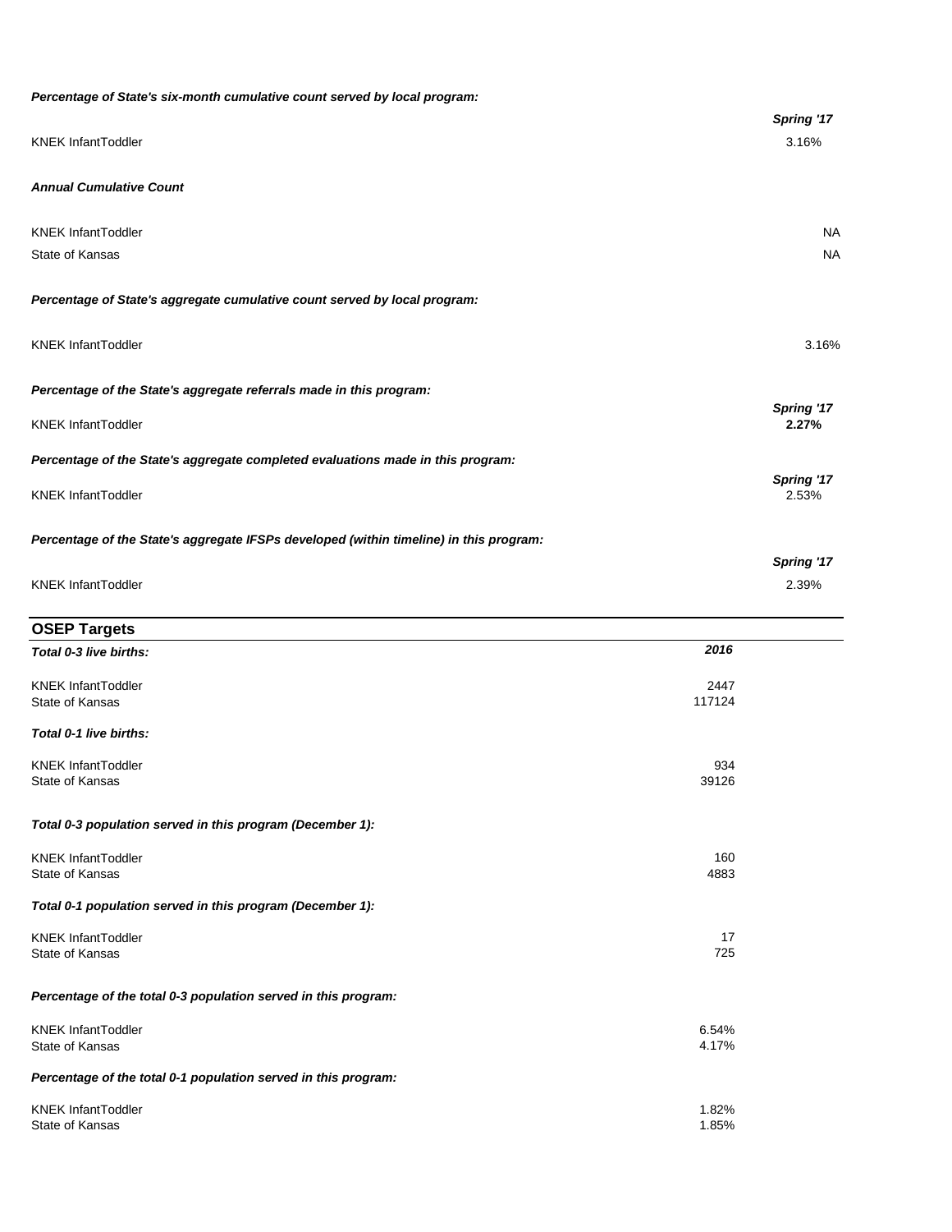***Percentage of State's six-month cumulative count served by local program:***

| | ***Spring '17*** |
|---|---|
| KNEK InfantToddler | 3.16% |

***Annual Cumulative Count***

| | |
|---|---|
| KNEK InfantToddler | NA |
| State of Kansas | NA |

***Percentage of State's aggregate cumulative count served by local program:***

| | |
|---|---|
| KNEK InfantToddler | 3.16% |

***Percentage of the State's aggregate referrals made in this program:***

| | ***Spring '17*** |
|---|---|
| KNEK InfantToddler | **2.27%** |

***Percentage of the State's aggregate completed evaluations made in this program:***

| | ***Spring '17*** |
|---|---|
| KNEK InfantToddler | 2.53% |

***Percentage of the State's aggregate IFSPs developed (within timeline) in this program:***

| | ***Spring '17*** |
|---|---|
| KNEK InfantToddler | 2.39% |

## OSEP Targets

| ***Total 0-3 live births:*** | ***2016*** |
|---|---|
| KNEK InfantToddler | 2447 |
| State of Kansas | 117124 |

***Total 0-1 live births:***

| | |
|---|---|
| KNEK InfantToddler | 934 |
| State of Kansas | 39126 |

***Total 0-3 population served in this program (December 1):***

| | |
|---|---|
| KNEK InfantToddler | 160 |
| State of Kansas | 4883 |

***Total 0-1 population served in this program (December 1):***

| | |
|---|---|
| KNEK InfantToddler | 17 |
| State of Kansas | 725 |

***Percentage of the total 0-3 population served in this program:***

| | |
|---|---|
| KNEK InfantToddler | 6.54% |
| State of Kansas | 4.17% |

***Percentage of the total 0-1 population served in this program:***

| | |
|---|---|
| KNEK InfantToddler | 1.82% |
| State of Kansas | 1.85% |